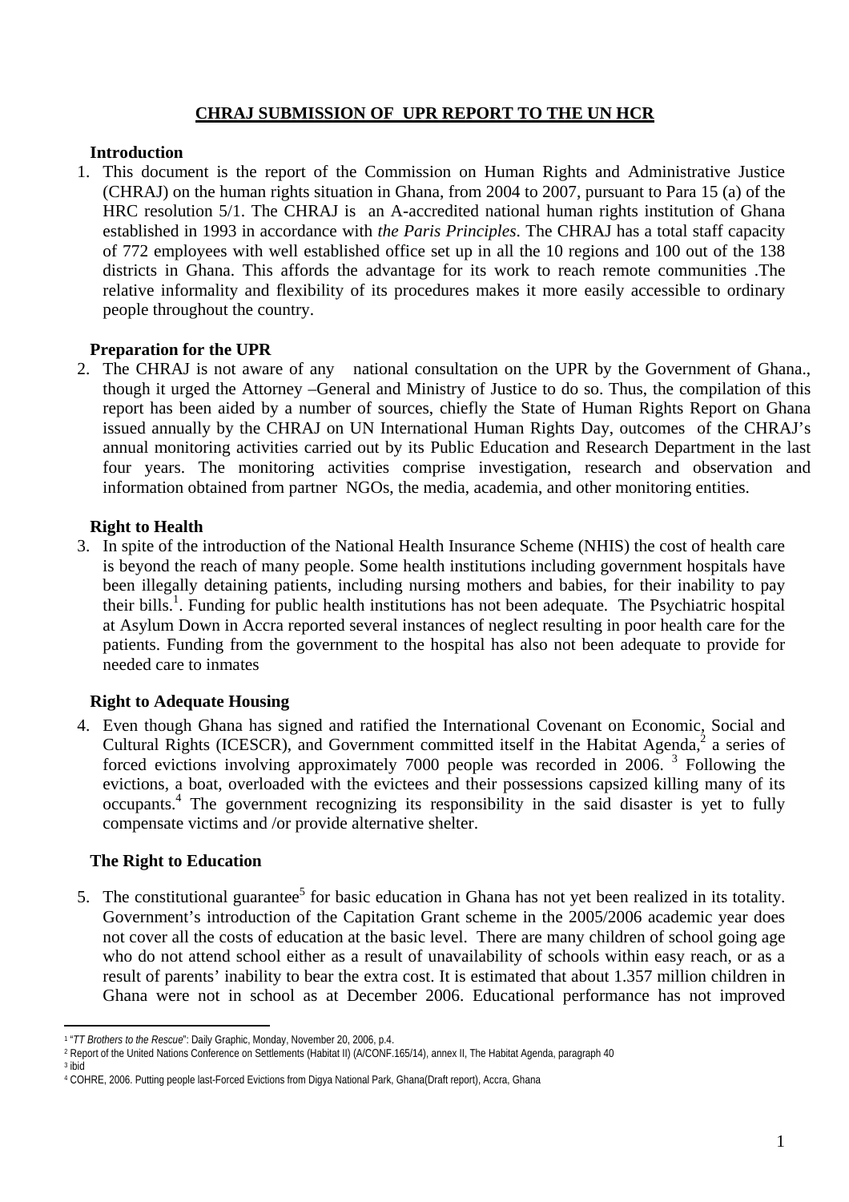## CHRAJ SUBMISSION OF UPR REPORT TO THE UN HCR

### Introduction

1. This document is the report of the Commission on Human Rights and Administrative Justice (CHRAJ) on the human rights situation in Ghana, from 2004 to 2007, pursuant to Para 15 (a) of the HRC resolution 5/1. The CHRAJ is an A-accredited national human rights institution of Ghana established in 1993 in accordance with *the Paris Principles*. The CHRAJ has a total staff capacity of 772 employees with well established office set up in all the 10 regions and 100 out of the 138 districts in Ghana. This affords the advantage for its work to reach remote communities .The relative informality and flexibility of its procedures makes it more easily accessible to ordinary people throughout the country.

### Preparation for the UPR

2. The CHRAJ is not aware of any national consultation on the UPR by the Government of Ghana., though it urged the Attorney –General and Ministry of Justice to do so. Thus, the compilation of this report has been aided by a number of sources, chiefly the State of Human Rights Report on Ghana issued annually by the CHRAJ on UN International Human Rights Day, outcomes of the CHRAJ's annual monitoring activities carried out by its Public Education and Research Department in the last four years. The monitoring activities comprise investigation, research and observation and information obtained from partner NGOs, the media, academia, and other monitoring entities.

### Right to Health

3. In spite of the introduction of the National Health Insurance Scheme (NHIS) the cost of health care is beyond the reach of many people. Some health institutions including government hospitals have been illegally detaining patients, including nursing mothers and babies, for their inability to pay their bills.[1]. Funding for public health institutions has not been adequate. The Psychiatric hospital at Asylum Down in Accra reported several instances of neglect resulting in poor health care for the patients. Funding from the government to the hospital has also not been adequate to provide for needed care to inmates

### Right to Adequate Housing

4. Even though Ghana has signed and ratified the International Covenant on Economic, Social and Cultural Rights (ICESCR), and Government committed itself in the Habitat Agenda,[2] a series of forced evictions involving approximately 7000 people was recorded in 2006. [3] Following the evictions, a boat, overloaded with the evictees and their possessions capsized killing many of its occupants.[4] The government recognizing its responsibility in the said disaster is yet to fully compensate victims and /or provide alternative shelter.

### The Right to Education

5. The constitutional guarantee[5] for basic education in Ghana has not yet been realized in its totality. Government's introduction of the Capitation Grant scheme in the 2005/2006 academic year does not cover all the costs of education at the basic level. There are many children of school going age who do not attend school either as a result of unavailability of schools within easy reach, or as a result of parents' inability to bear the extra cost. It is estimated that about 1.357 million children in Ghana were not in school as at December 2006. Educational performance has not improved

---

[1] "*TT Brothers to the Rescue*": Daily Graphic, Monday, November 20, 2006, p.4.

[2] Report of the United Nations Conference on Settlements (Habitat II) (A/CONF.165/14), annex II, The Habitat Agenda, paragraph 40

[3] ibid

[4] COHRE, 2006. Putting people last-Forced Evictions from Digya National Park, Ghana(Draft report), Accra, Ghana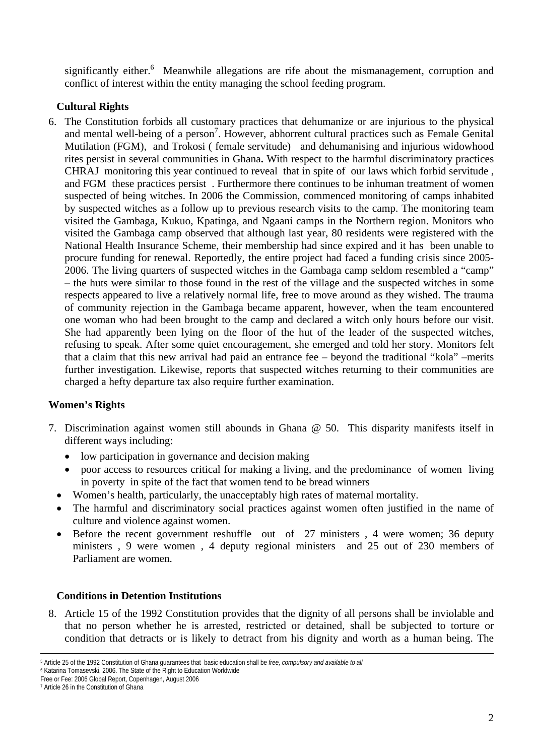significantly either.[6] Meanwhile allegations are rife about the mismanagement, corruption and conflict of interest within the entity managing the school feeding program.

**Cultural Rights**

6. The Constitution forbids all customary practices that dehumanize or are injurious to the physical and mental well-being of a person[7]. However, abhorrent cultural practices such as Female Genital Mutilation (FGM), and Trokosi ( female servitude) and dehumanising and injurious widowhood rites persist in several communities in Ghana**.** With respect to the harmful discriminatory practices CHRAJ monitoring this year continued to reveal that in spite of our laws which forbid servitude , and FGM these practices persist . Furthermore there continues to be inhuman treatment of women suspected of being witches. In 2006 the Commission, commenced monitoring of camps inhabited by suspected witches as a follow up to previous research visits to the camp. The monitoring team visited the Gambaga, Kukuo, Kpatinga, and Ngaani camps in the Northern region. Monitors who visited the Gambaga camp observed that although last year, 80 residents were registered with the National Health Insurance Scheme, their membership had since expired and it has been unable to procure funding for renewal. Reportedly, the entire project had faced a funding crisis since 2005-2006. The living quarters of suspected witches in the Gambaga camp seldom resembled a "camp" – the huts were similar to those found in the rest of the village and the suspected witches in some respects appeared to live a relatively normal life, free to move around as they wished. The trauma of community rejection in the Gambaga became apparent, however, when the team encountered one woman who had been brought to the camp and declared a witch only hours before our visit. She had apparently been lying on the floor of the hut of the leader of the suspected witches, refusing to speak. After some quiet encouragement, she emerged and told her story. Monitors felt that a claim that this new arrival had paid an entrance fee – beyond the traditional "kola" –merits further investigation. Likewise, reports that suspected witches returning to their communities are charged a hefty departure tax also require further examination.

**Women's Rights**

7. Discrimination against women still abounds in Ghana @ 50. This disparity manifests itself in different ways including:
   - low participation in governance and decision making
   - poor access to resources critical for making a living, and the predominance of women living in poverty in spite of the fact that women tend to be bread winners
- Women's health, particularly, the unacceptably high rates of maternal mortality.
- The harmful and discriminatory social practices against women often justified in the name of culture and violence against women.
- Before the recent government reshuffle out of 27 ministers , 4 were women; 36 deputy ministers , 9 were women , 4 deputy regional ministers and 25 out of 230 members of Parliament are women.

**Conditions in Detention Institutions**

8. Article 15 of the 1992 Constitution provides that the dignity of all persons shall be inviolable and that no person whether he is arrested, restricted or detained, shall be subjected to torture or condition that detracts or is likely to detract from his dignity and worth as a human being. The

---

[5] Article 25 of the 1992 Constitution of Ghana guarantees that basic education shall be *free, compulsory and available to all*

[6] Katarina Tomasevski, 2006. The State of the Right to Education Worldwide
Free or Fee: 2006 Global Report, Copenhagen, August 2006

[7] Article 26 in the Constitution of Ghana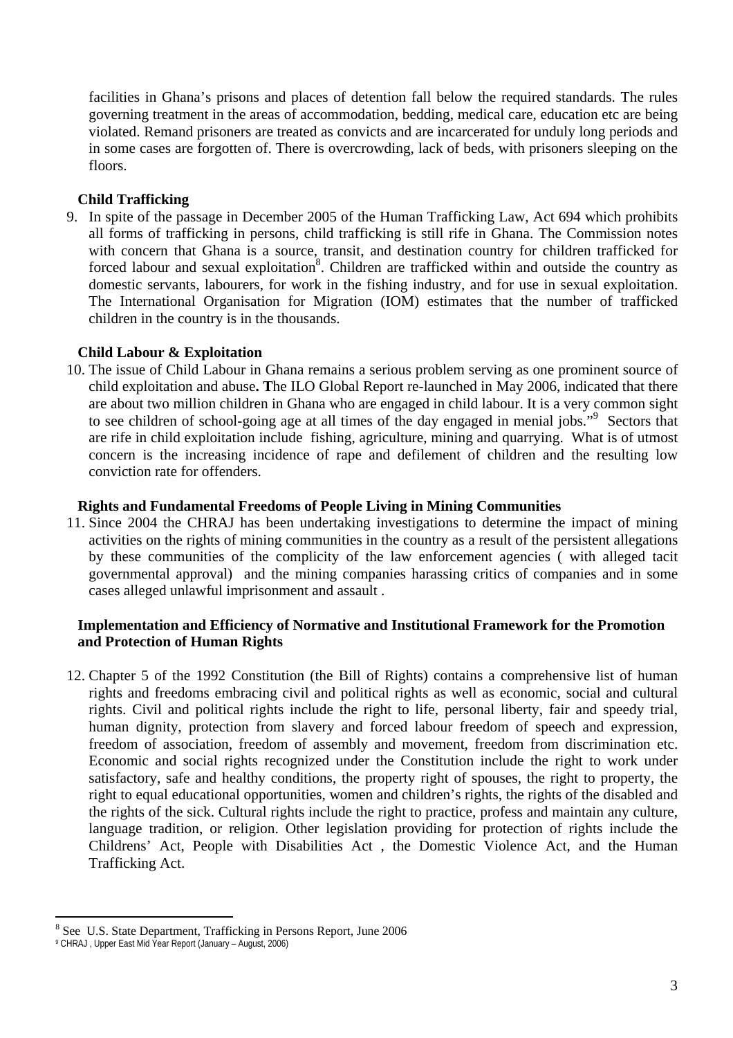facilities in Ghana's prisons and places of detention fall below the required standards. The rules governing treatment in the areas of accommodation, bedding, medical care, education etc are being violated. Remand prisoners are treated as convicts and are incarcerated for unduly long periods and in some cases are forgotten of. There is overcrowding, lack of beds, with prisoners sleeping on the floors.

**Child Trafficking**

9. In spite of the passage in December 2005 of the Human Trafficking Law, Act 694 which prohibits all forms of trafficking in persons, child trafficking is still rife in Ghana. The Commission notes with concern that Ghana is a source, transit, and destination country for children trafficked for forced labour and sexual exploitation[8]. Children are trafficked within and outside the country as domestic servants, labourers, for work in the fishing industry, and for use in sexual exploitation. The International Organisation for Migration (IOM) estimates that the number of trafficked children in the country is in the thousands.

**Child Labour & Exploitation**

10. The issue of Child Labour in Ghana remains a serious problem serving as one prominent source of child exploitation and abuse**. T**he ILO Global Report re-launched in May 2006, indicated that there are about two million children in Ghana who are engaged in child labour. It is a very common sight to see children of school-going age at all times of the day engaged in menial jobs."[9] Sectors that are rife in child exploitation include fishing, agriculture, mining and quarrying. What is of utmost concern is the increasing incidence of rape and defilement of children and the resulting low conviction rate for offenders.

**Rights and Fundamental Freedoms of People Living in Mining Communities**

11. Since 2004 the CHRAJ has been undertaking investigations to determine the impact of mining activities on the rights of mining communities in the country as a result of the persistent allegations by these communities of the complicity of the law enforcement agencies ( with alleged tacit governmental approval) and the mining companies harassing critics of companies and in some cases alleged unlawful imprisonment and assault .

**Implementation and Efficiency of Normative and Institutional Framework for the Promotion and Protection of Human Rights**

12. Chapter 5 of the 1992 Constitution (the Bill of Rights) contains a comprehensive list of human rights and freedoms embracing civil and political rights as well as economic, social and cultural rights. Civil and political rights include the right to life, personal liberty, fair and speedy trial, human dignity, protection from slavery and forced labour freedom of speech and expression, freedom of association, freedom of assembly and movement, freedom from discrimination etc. Economic and social rights recognized under the Constitution include the right to work under satisfactory, safe and healthy conditions, the property right of spouses, the right to property, the right to equal educational opportunities, women and children's rights, the rights of the disabled and the rights of the sick. Cultural rights include the right to practice, profess and maintain any culture, language tradition, or religion. Other legislation providing for protection of rights include the Childrens' Act, People with Disabilities Act , the Domestic Violence Act, and the Human Trafficking Act.

---

[8] See U.S. State Department, Trafficking in Persons Report, June 2006

[9] CHRAJ , Upper East Mid Year Report (January – August, 2006)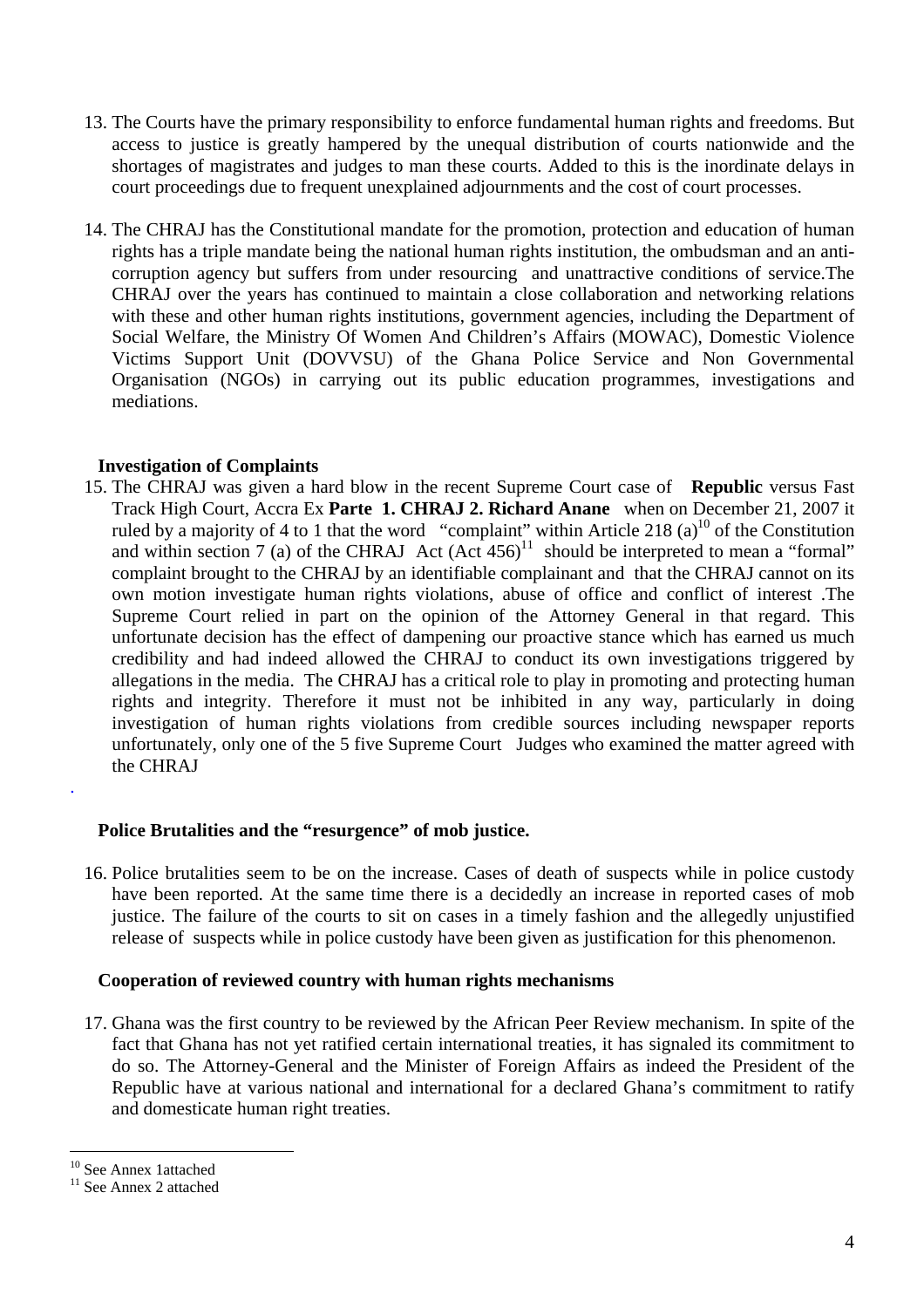13. The Courts have the primary responsibility to enforce fundamental human rights and freedoms. But access to justice is greatly hampered by the unequal distribution of courts nationwide and the shortages of magistrates and judges to man these courts. Added to this is the inordinate delays in court proceedings due to frequent unexplained adjournments and the cost of court processes.

14. The CHRAJ has the Constitutional mandate for the promotion, protection and education of human rights has a triple mandate being the national human rights institution, the ombudsman and an anti-corruption agency but suffers from under resourcing and unattractive conditions of service.The CHRAJ over the years has continued to maintain a close collaboration and networking relations with these and other human rights institutions, government agencies, including the Department of Social Welfare, the Ministry Of Women And Children's Affairs (MOWAC), Domestic Violence Victims Support Unit (DOVVSU) of the Ghana Police Service and Non Governmental Organisation (NGOs) in carrying out its public education programmes, investigations and mediations.

**Investigation of Complaints**

15. The CHRAJ was given a hard blow in the recent Supreme Court case of **Republic** versus Fast Track High Court, Accra Ex **Parte 1. CHRAJ 2. Richard Anane** when on December 21, 2007 it ruled by a majority of 4 to 1 that the word "complaint" within Article 218 (a)[10] of the Constitution and within section 7 (a) of the CHRAJ Act (Act 456)[11] should be interpreted to mean a "formal" complaint brought to the CHRAJ by an identifiable complainant and that the CHRAJ cannot on its own motion investigate human rights violations, abuse of office and conflict of interest .The Supreme Court relied in part on the opinion of the Attorney General in that regard. This unfortunate decision has the effect of dampening our proactive stance which has earned us much credibility and had indeed allowed the CHRAJ to conduct its own investigations triggered by allegations in the media. The CHRAJ has a critical role to play in promoting and protecting human rights and integrity. Therefore it must not be inhibited in any way, particularly in doing investigation of human rights violations from credible sources including newspaper reports unfortunately, only one of the 5 five Supreme Court Judges who examined the matter agreed with the CHRAJ

**Police Brutalities and the "resurgence" of mob justice.**

16. Police brutalities seem to be on the increase. Cases of death of suspects while in police custody have been reported. At the same time there is a decidedly an increase in reported cases of mob justice. The failure of the courts to sit on cases in a timely fashion and the allegedly unjustified release of suspects while in police custody have been given as justification for this phenomenon.

**Cooperation of reviewed country with human rights mechanisms**

17. Ghana was the first country to be reviewed by the African Peer Review mechanism. In spite of the fact that Ghana has not yet ratified certain international treaties, it has signaled its commitment to do so. The Attorney-General and the Minister of Foreign Affairs as indeed the President of the Republic have at various national and international for a declared Ghana's commitment to ratify and domesticate human right treaties.

---

[10] See Annex 1attached

[11] See Annex 2 attached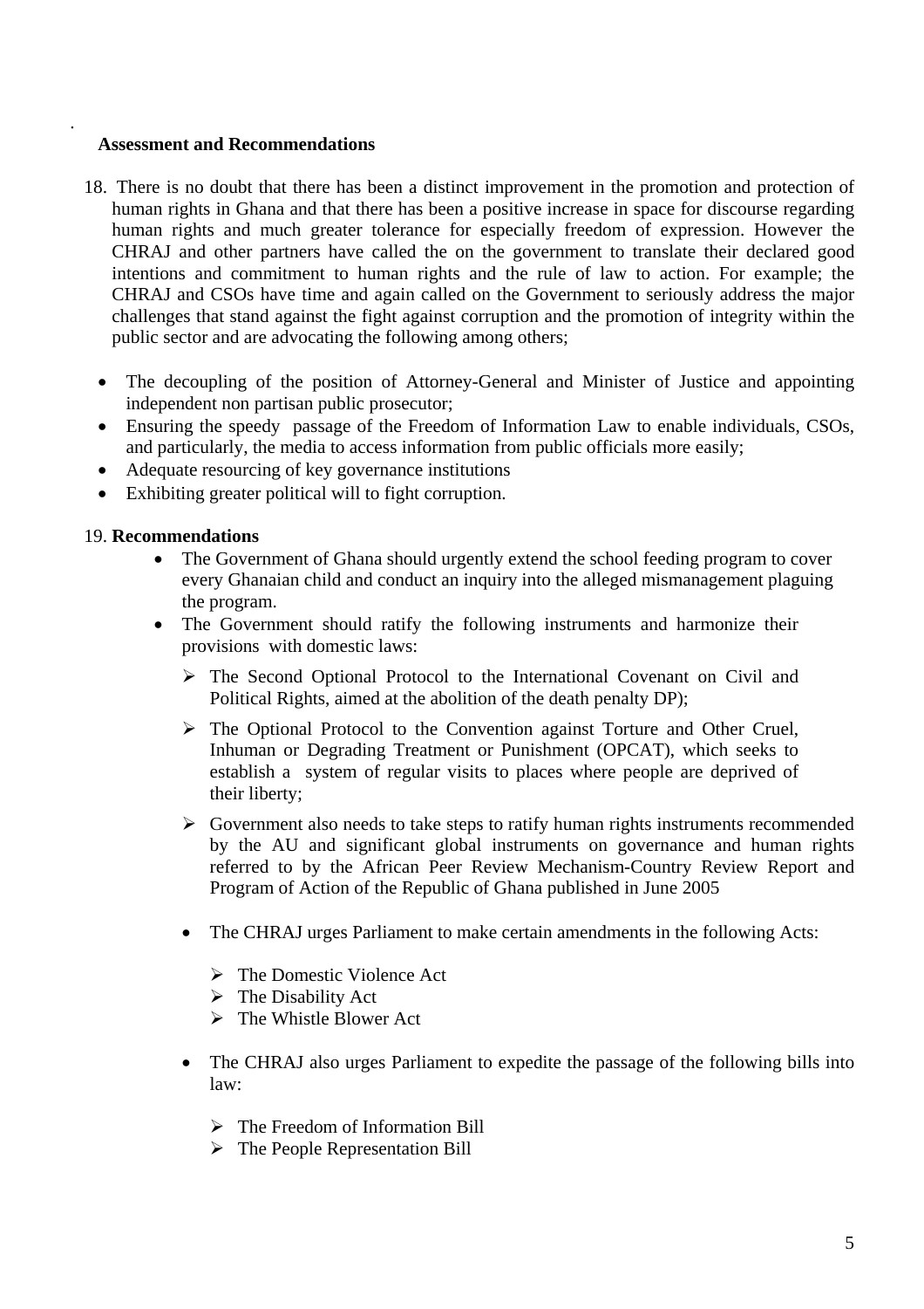**Assessment and Recommendations**

18. There is no doubt that there has been a distinct improvement in the promotion and protection of human rights in Ghana and that there has been a positive increase in space for discourse regarding human rights and much greater tolerance for especially freedom of expression. However the CHRAJ and other partners have called the on the government to translate their declared good intentions and commitment to human rights and the rule of law to action. For example; the CHRAJ and CSOs have time and again called on the Government to seriously address the major challenges that stand against the fight against corruption and the promotion of integrity within the public sector and are advocating the following among others;

- The decoupling of the position of Attorney-General and Minister of Justice and appointing independent non partisan public prosecutor;
- Ensuring the speedy passage of the Freedom of Information Law to enable individuals, CSOs, and particularly, the media to access information from public officials more easily;
- Adequate resourcing of key governance institutions
- Exhibiting greater political will to fight corruption.

19. **Recommendations**

- The Government of Ghana should urgently extend the school feeding program to cover every Ghanaian child and conduct an inquiry into the alleged mismanagement plaguing the program.
- The Government should ratify the following instruments and harmonize their provisions with domestic laws:
  - The Second Optional Protocol to the International Covenant on Civil and Political Rights, aimed at the abolition of the death penalty DP);
  - The Optional Protocol to the Convention against Torture and Other Cruel, Inhuman or Degrading Treatment or Punishment (OPCAT), which seeks to establish a system of regular visits to places where people are deprived of their liberty;
  - Government also needs to take steps to ratify human rights instruments recommended by the AU and significant global instruments on governance and human rights referred to by the African Peer Review Mechanism-Country Review Report and Program of Action of the Republic of Ghana published in June 2005

  - The CHRAJ urges Parliament to make certain amendments in the following Acts:
    - The Domestic Violence Act
    - The Disability Act
    - The Whistle Blower Act

  - The CHRAJ also urges Parliament to expedite the passage of the following bills into law:
    - The Freedom of Information Bill
    - The People Representation Bill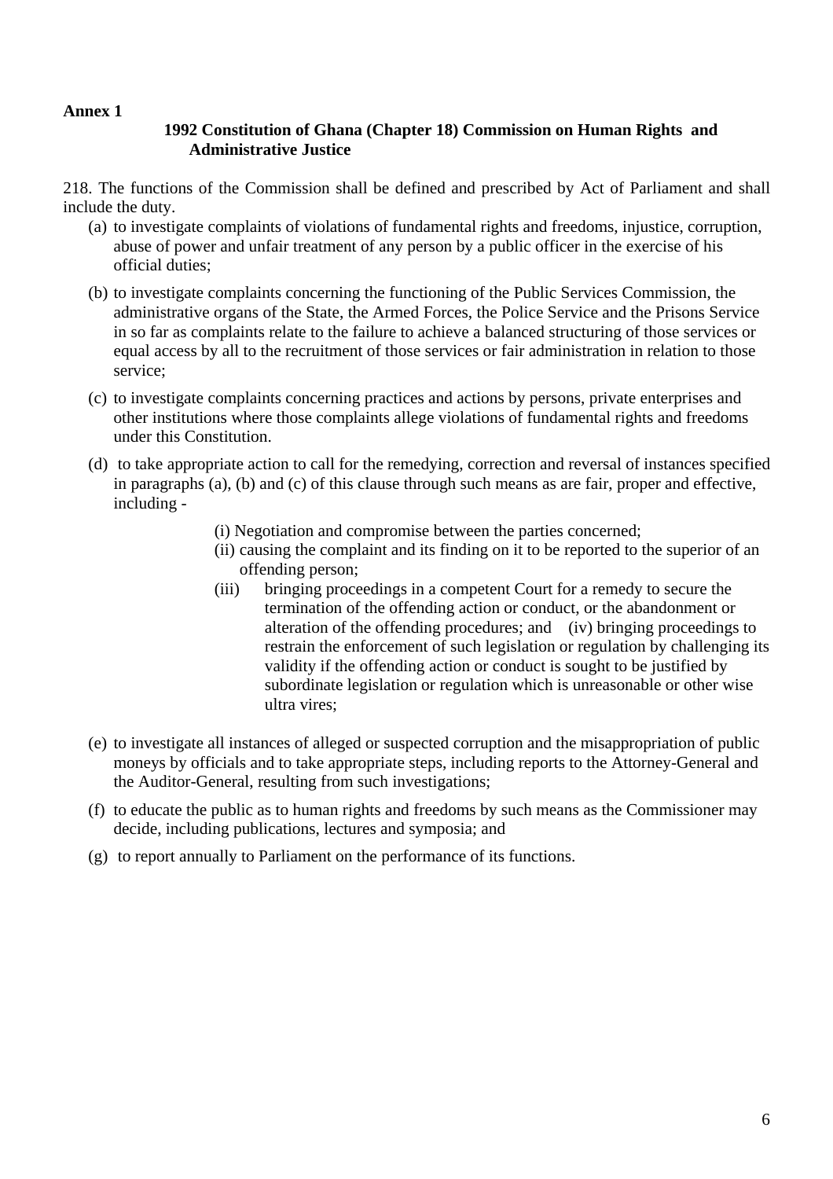**Annex 1**

**1992 Constitution of Ghana (Chapter 18) Commission on Human Rights and Administrative Justice**

218. The functions of the Commission shall be defined and prescribed by Act of Parliament and shall include the duty.

(a) to investigate complaints of violations of fundamental rights and freedoms, injustice, corruption, abuse of power and unfair treatment of any person by a public officer in the exercise of his official duties;

(b) to investigate complaints concerning the functioning of the Public Services Commission, the administrative organs of the State, the Armed Forces, the Police Service and the Prisons Service in so far as complaints relate to the failure to achieve a balanced structuring of those services or equal access by all to the recruitment of those services or fair administration in relation to those service;

(c) to investigate complaints concerning practices and actions by persons, private enterprises and other institutions where those complaints allege violations of fundamental rights and freedoms under this Constitution.

(d) to take appropriate action to call for the remedying, correction and reversal of instances specified in paragraphs (a), (b) and (c) of this clause through such means as are fair, proper and effective, including -

  (i) Negotiation and compromise between the parties concerned;
  (ii) causing the complaint and its finding on it to be reported to the superior of an offending person;
  (iii) bringing proceedings in a competent Court for a remedy to secure the termination of the offending action or conduct, or the abandonment or alteration of the offending procedures; and (iv) bringing proceedings to restrain the enforcement of such legislation or regulation by challenging its validity if the offending action or conduct is sought to be justified by subordinate legislation or regulation which is unreasonable or other wise ultra vires;

(e) to investigate all instances of alleged or suspected corruption and the misappropriation of public moneys by officials and to take appropriate steps, including reports to the Attorney-General and the Auditor-General, resulting from such investigations;

(f) to educate the public as to human rights and freedoms by such means as the Commissioner may decide, including publications, lectures and symposia; and

(g) to report annually to Parliament on the performance of its functions.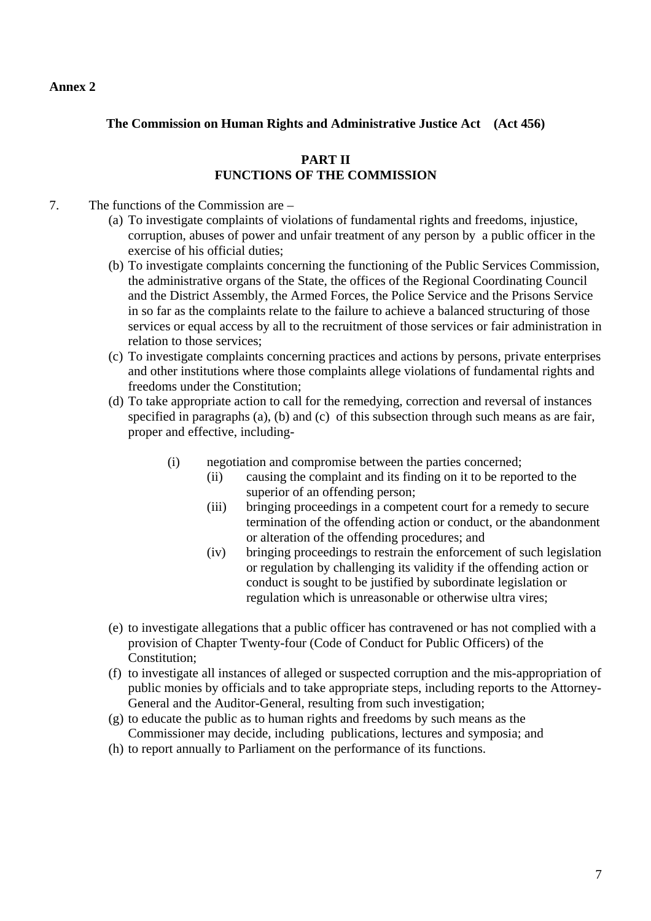**Annex 2**

## The Commission on Human Rights and Administrative Justice Act (Act 456)

### PART II
### FUNCTIONS OF THE COMMISSION

7. The functions of the Commission are –

   (a) To investigate complaints of violations of fundamental rights and freedoms, injustice, corruption, abuses of power and unfair treatment of any person by a public officer in the exercise of his official duties;

   (b) To investigate complaints concerning the functioning of the Public Services Commission, the administrative organs of the State, the offices of the Regional Coordinating Council and the District Assembly, the Armed Forces, the Police Service and the Prisons Service in so far as the complaints relate to the failure to achieve a balanced structuring of those services or equal access by all to the recruitment of those services or fair administration in relation to those services;

   (c) To investigate complaints concerning practices and actions by persons, private enterprises and other institutions where those complaints allege violations of fundamental rights and freedoms under the Constitution;

   (d) To take appropriate action to call for the remedying, correction and reversal of instances specified in paragraphs (a), (b) and (c) of this subsection through such means as are fair, proper and effective, including-

      (i) negotiation and compromise between the parties concerned;

      (ii) causing the complaint and its finding on it to be reported to the superior of an offending person;

      (iii) bringing proceedings in a competent court for a remedy to secure termination of the offending action or conduct, or the abandonment or alteration of the offending procedures; and

      (iv) bringing proceedings to restrain the enforcement of such legislation or regulation by challenging its validity if the offending action or conduct is sought to be justified by subordinate legislation or regulation which is unreasonable or otherwise ultra vires;

   (e) to investigate allegations that a public officer has contravened or has not complied with a provision of Chapter Twenty-four (Code of Conduct for Public Officers) of the Constitution;

   (f) to investigate all instances of alleged or suspected corruption and the mis-appropriation of public monies by officials and to take appropriate steps, including reports to the Attorney-General and the Auditor-General, resulting from such investigation;

   (g) to educate the public as to human rights and freedoms by such means as the Commissioner may decide, including publications, lectures and symposia; and

   (h) to report annually to Parliament on the performance of its functions.